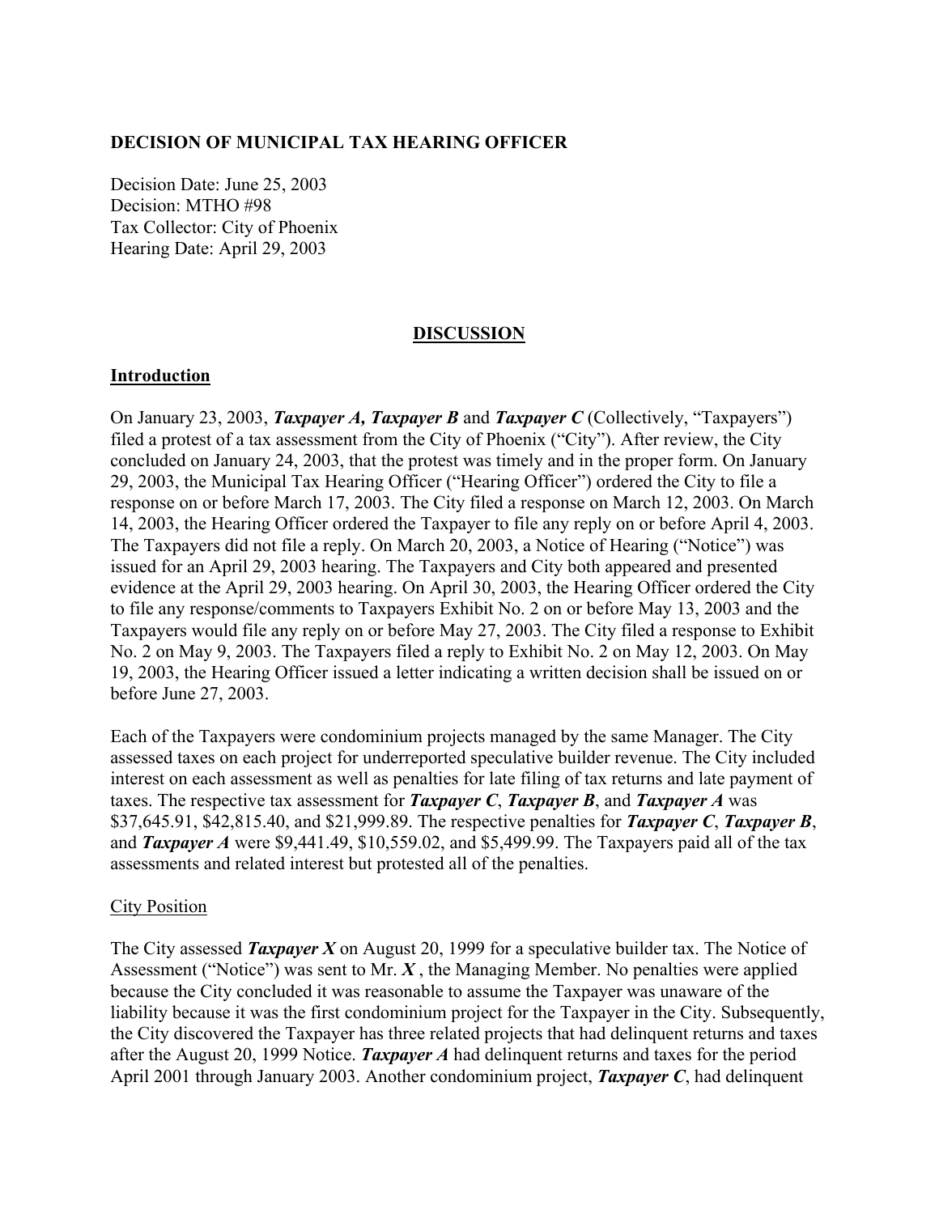**DECISION OF MUNICIPAL TAX HEARING OFFICER**

Decision Date: June 25, 2003
Decision: MTHO #98
Tax Collector: City of Phoenix
Hearing Date: April 29, 2003

## DISCUSSION

### Introduction

On January 23, 2003, ***Taxpayer A, Taxpayer B*** and ***Taxpayer C*** (Collectively, "Taxpayers") filed a protest of a tax assessment from the City of Phoenix ("City"). After review, the City concluded on January 24, 2003, that the protest was timely and in the proper form. On January 29, 2003, the Municipal Tax Hearing Officer ("Hearing Officer") ordered the City to file a response on or before March 17, 2003. The City filed a response on March 12, 2003. On March 14, 2003, the Hearing Officer ordered the Taxpayer to file any reply on or before April 4, 2003. The Taxpayers did not file a reply. On March 20, 2003, a Notice of Hearing ("Notice") was issued for an April 29, 2003 hearing. The Taxpayers and City both appeared and presented evidence at the April 29, 2003 hearing. On April 30, 2003, the Hearing Officer ordered the City to file any response/comments to Taxpayers Exhibit No. 2 on or before May 13, 2003 and the Taxpayers would file any reply on or before May 27, 2003. The City filed a response to Exhibit No. 2 on May 9, 2003. The Taxpayers filed a reply to Exhibit No. 2 on May 12, 2003. On May 19, 2003, the Hearing Officer issued a letter indicating a written decision shall be issued on or before June 27, 2003.

Each of the Taxpayers were condominium projects managed by the same Manager. The City assessed taxes on each project for underreported speculative builder revenue. The City included interest on each assessment as well as penalties for late filing of tax returns and late payment of taxes. The respective tax assessment for ***Taxpayer C***, ***Taxpayer B***, and ***Taxpayer A*** was \$37,645.91, \$42,815.40, and \$21,999.89. The respective penalties for ***Taxpayer C***, ***Taxpayer B***, and ***Taxpayer A*** were \$9,441.49, \$10,559.02, and \$5,499.99. The Taxpayers paid all of the tax assessments and related interest but protested all of the penalties.

City Position

The City assessed ***Taxpayer X*** on August 20, 1999 for a speculative builder tax. The Notice of Assessment ("Notice") was sent to Mr. ***X*** , the Managing Member. No penalties were applied because the City concluded it was reasonable to assume the Taxpayer was unaware of the liability because it was the first condominium project for the Taxpayer in the City. Subsequently, the City discovered the Taxpayer has three related projects that had delinquent returns and taxes after the August 20, 1999 Notice. ***Taxpayer A*** had delinquent returns and taxes for the period April 2001 through January 2003. Another condominium project, ***Taxpayer C***, had delinquent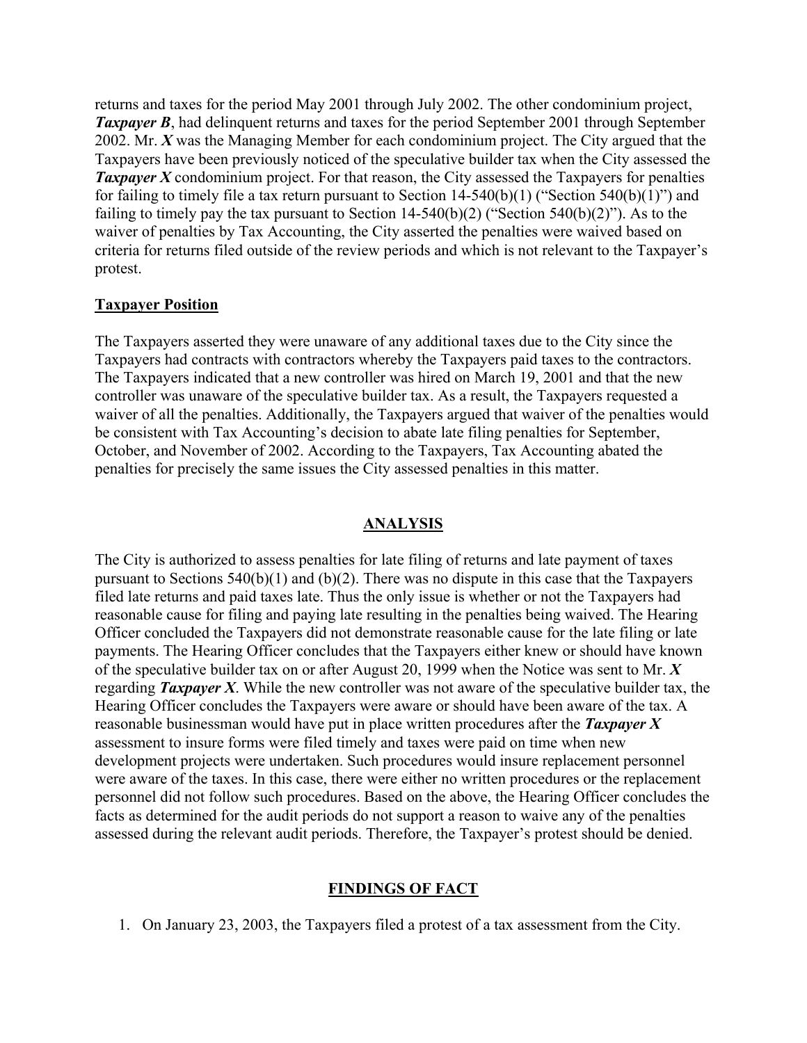returns and taxes for the period May 2001 through July 2002. The other condominium project, ***Taxpayer B***, had delinquent returns and taxes for the period September 2001 through September 2002. Mr. ***X*** was the Managing Member for each condominium project. The City argued that the Taxpayers have been previously noticed of the speculative builder tax when the City assessed the ***Taxpayer X*** condominium project. For that reason, the City assessed the Taxpayers for penalties for failing to timely file a tax return pursuant to Section 14-540(b)(1) ("Section 540(b)(1)") and failing to timely pay the tax pursuant to Section 14-540(b)(2) ("Section 540(b)(2)"). As to the waiver of penalties by Tax Accounting, the City asserted the penalties were waived based on criteria for returns filed outside of the review periods and which is not relevant to the Taxpayer's protest.

**<u>Taxpayer Position</u>**

The Taxpayers asserted they were unaware of any additional taxes due to the City since the Taxpayers had contracts with contractors whereby the Taxpayers paid taxes to the contractors. The Taxpayers indicated that a new controller was hired on March 19, 2001 and that the new controller was unaware of the speculative builder tax. As a result, the Taxpayers requested a waiver of all the penalties. Additionally, the Taxpayers argued that waiver of the penalties would be consistent with Tax Accounting's decision to abate late filing penalties for September, October, and November of 2002. According to the Taxpayers, Tax Accounting abated the penalties for precisely the same issues the City assessed penalties in this matter.

## ANALYSIS

The City is authorized to assess penalties for late filing of returns and late payment of taxes pursuant to Sections 540(b)(1) and (b)(2). There was no dispute in this case that the Taxpayers filed late returns and paid taxes late. Thus the only issue is whether or not the Taxpayers had reasonable cause for filing and paying late resulting in the penalties being waived. The Hearing Officer concluded the Taxpayers did not demonstrate reasonable cause for the late filing or late payments. The Hearing Officer concludes that the Taxpayers either knew or should have known of the speculative builder tax on or after August 20, 1999 when the Notice was sent to Mr. ***X*** regarding ***Taxpayer X***. While the new controller was not aware of the speculative builder tax, the Hearing Officer concludes the Taxpayers were aware or should have been aware of the tax. A reasonable businessman would have put in place written procedures after the ***Taxpayer X*** assessment to insure forms were filed timely and taxes were paid on time when new development projects were undertaken. Such procedures would insure replacement personnel were aware of the taxes. In this case, there were either no written procedures or the replacement personnel did not follow such procedures. Based on the above, the Hearing Officer concludes the facts as determined for the audit periods do not support a reason to waive any of the penalties assessed during the relevant audit periods. Therefore, the Taxpayer's protest should be denied.

## FINDINGS OF FACT

1. On January 23, 2003, the Taxpayers filed a protest of a tax assessment from the City.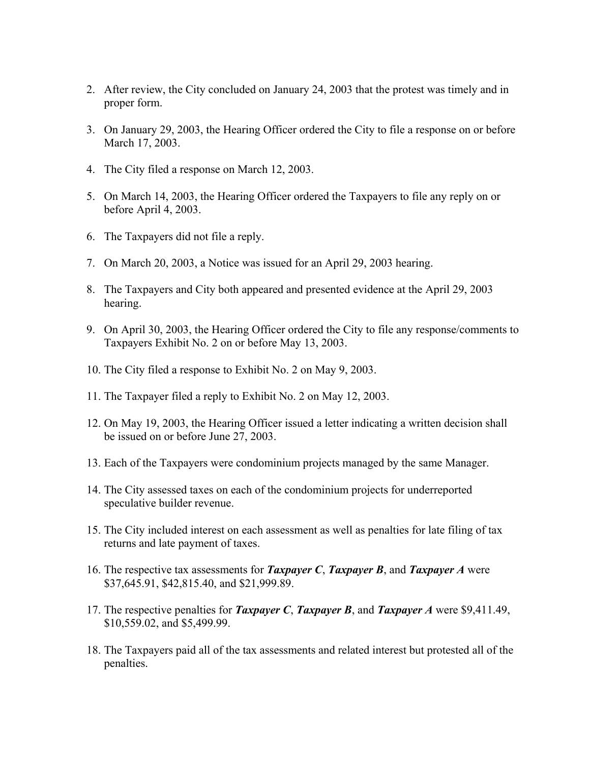2. After review, the City concluded on January 24, 2003 that the protest was timely and in proper form.

3. On January 29, 2003, the Hearing Officer ordered the City to file a response on or before March 17, 2003.

4. The City filed a response on March 12, 2003.

5. On March 14, 2003, the Hearing Officer ordered the Taxpayers to file any reply on or before April 4, 2003.

6. The Taxpayers did not file a reply.

7. On March 20, 2003, a Notice was issued for an April 29, 2003 hearing.

8. The Taxpayers and City both appeared and presented evidence at the April 29, 2003 hearing.

9. On April 30, 2003, the Hearing Officer ordered the City to file any response/comments to Taxpayers Exhibit No. 2 on or before May 13, 2003.

10. The City filed a response to Exhibit No. 2 on May 9, 2003.

11. The Taxpayer filed a reply to Exhibit No. 2 on May 12, 2003.

12. On May 19, 2003, the Hearing Officer issued a letter indicating a written decision shall be issued on or before June 27, 2003.

13. Each of the Taxpayers were condominium projects managed by the same Manager.

14. The City assessed taxes on each of the condominium projects for underreported speculative builder revenue.

15. The City included interest on each assessment as well as penalties for late filing of tax returns and late payment of taxes.

16. The respective tax assessments for ***Taxpayer C***, ***Taxpayer B***, and ***Taxpayer A*** were $37,645.91, $42,815.40, and $21,999.89.

17. The respective penalties for ***Taxpayer C***, ***Taxpayer B***, and ***Taxpayer A*** were $9,411.49, $10,559.02, and $5,499.99.

18. The Taxpayers paid all of the tax assessments and related interest but protested all of the penalties.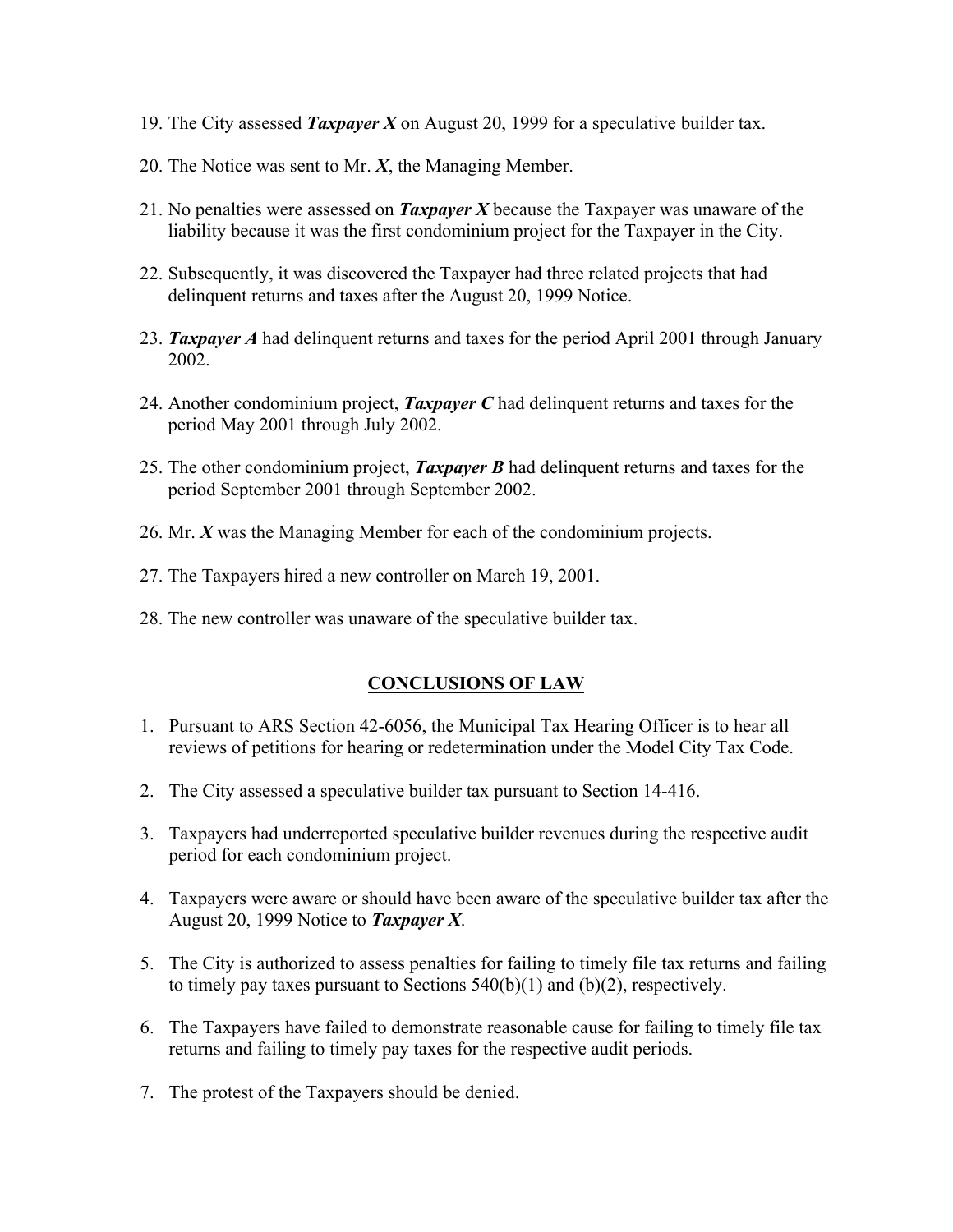19. The City assessed ***Taxpayer X*** on August 20, 1999 for a speculative builder tax.

20. The Notice was sent to Mr. ***X***, the Managing Member.

21. No penalties were assessed on ***Taxpayer X*** because the Taxpayer was unaware of the liability because it was the first condominium project for the Taxpayer in the City.

22. Subsequently, it was discovered the Taxpayer had three related projects that had delinquent returns and taxes after the August 20, 1999 Notice.

23. ***Taxpayer A*** had delinquent returns and taxes for the period April 2001 through January 2002.

24. Another condominium project, ***Taxpayer C*** had delinquent returns and taxes for the period May 2001 through July 2002.

25. The other condominium project, ***Taxpayer B*** had delinquent returns and taxes for the period September 2001 through September 2002.

26. Mr. ***X*** was the Managing Member for each of the condominium projects.

27. The Taxpayers hired a new controller on March 19, 2001.

28. The new controller was unaware of the speculative builder tax.

## CONCLUSIONS OF LAW

1. Pursuant to ARS Section 42-6056, the Municipal Tax Hearing Officer is to hear all reviews of petitions for hearing or redetermination under the Model City Tax Code.

2. The City assessed a speculative builder tax pursuant to Section 14-416.

3. Taxpayers had underreported speculative builder revenues during the respective audit period for each condominium project.

4. Taxpayers were aware or should have been aware of the speculative builder tax after the August 20, 1999 Notice to ***Taxpayer X***.

5. The City is authorized to assess penalties for failing to timely file tax returns and failing to timely pay taxes pursuant to Sections 540(b)(1) and (b)(2), respectively.

6. The Taxpayers have failed to demonstrate reasonable cause for failing to timely file tax returns and failing to timely pay taxes for the respective audit periods.

7. The protest of the Taxpayers should be denied.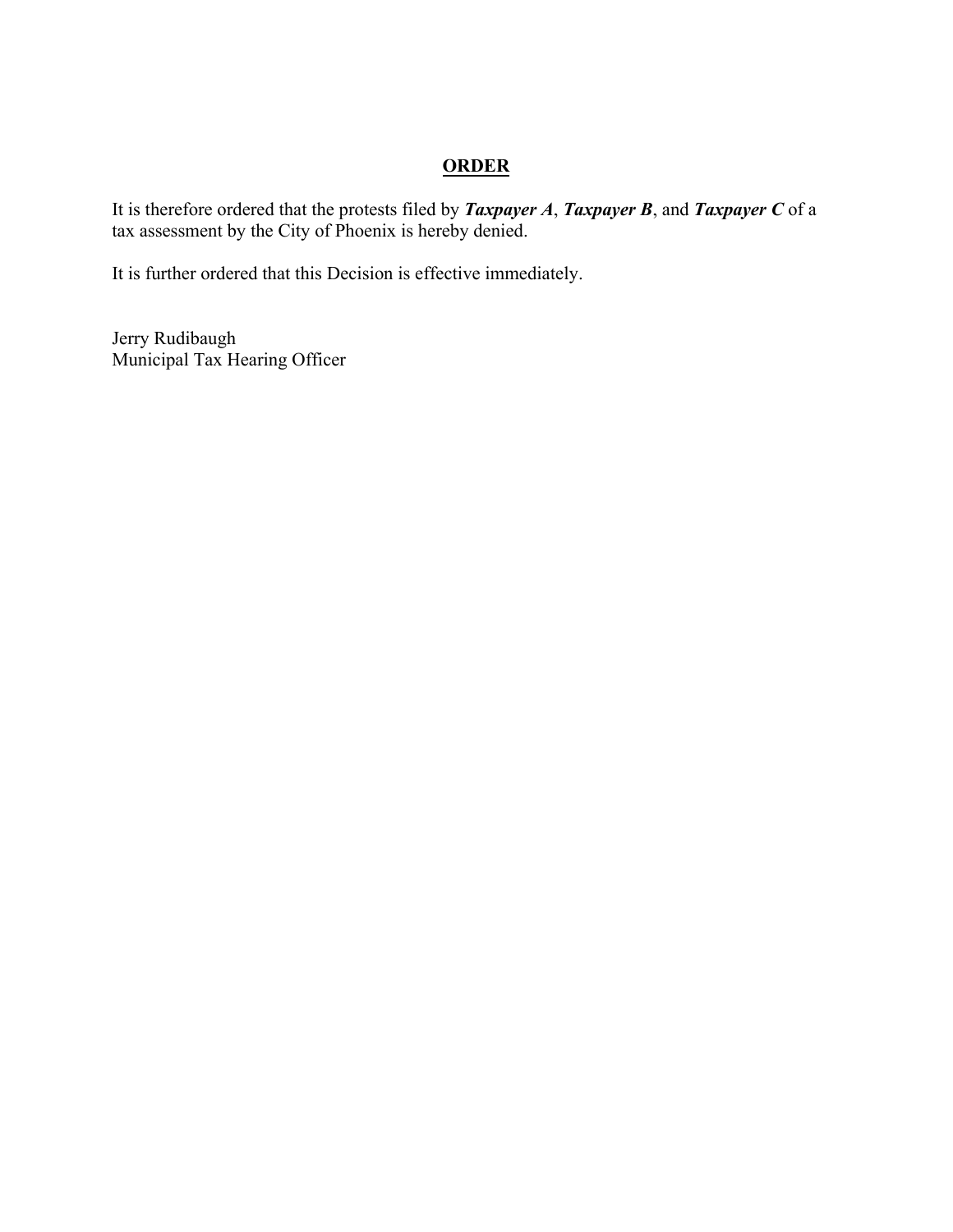## **ORDER**

It is therefore ordered that the protests filed by ***Taxpayer A***, ***Taxpayer B***, and ***Taxpayer C*** of a tax assessment by the City of Phoenix is hereby denied.

It is further ordered that this Decision is effective immediately.

Jerry Rudibaugh
Municipal Tax Hearing Officer